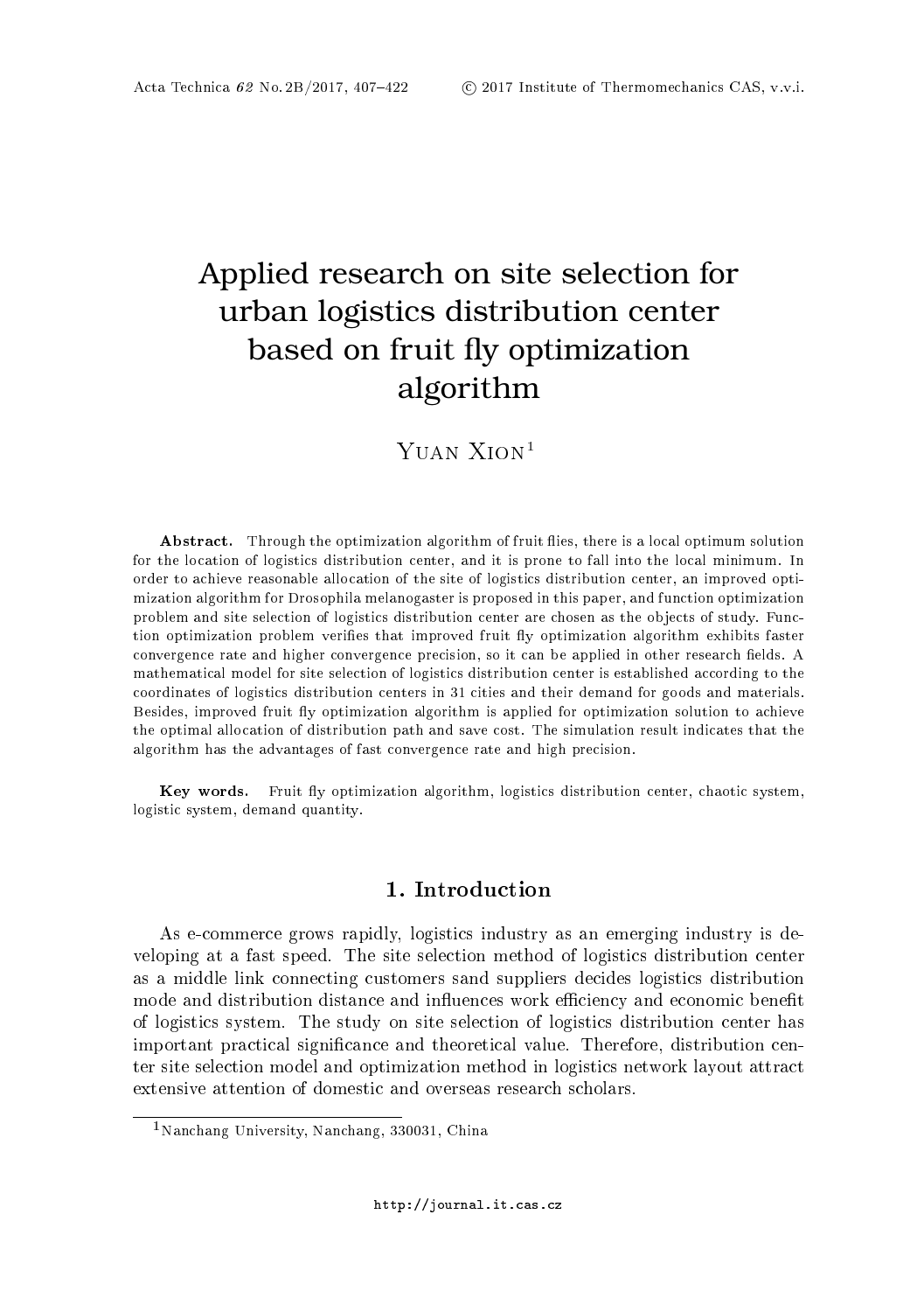# Applied research on site selection for urban logistics distribution center based on fruit fly optimization algorithm

Yuan Xion[1]

**Abstract.** Through the optimization algorithm of fruit flies, there is a local optimum solution for the location of logistics distribution center, and it is prone to fall into the local minimum. In order to achieve reasonable allocation of the site of logistics distribution center, an improved optimization algorithm for Drosophila melanogaster is proposed in this paper, and function optimization problem and site selection of logistics distribution center are chosen as the objects of study. Function optimization problem verifies that improved fruit fly optimization algorithm exhibits faster convergence rate and higher convergence precision, so it can be applied in other research fields. A mathematical model for site selection of logistics distribution center is established according to the coordinates of logistics distribution centers in 31 cities and their demand for goods and materials. Besides, improved fruit fly optimization algorithm is applied for optimization solution to achieve the optimal allocation of distribution path and save cost. The simulation result indicates that the algorithm has the advantages of fast convergence rate and high precision.

**Key words.** Fruit fly optimization algorithm, logistics distribution center, chaotic system, logistic system, demand quantity.

## 1. Introduction

As e-commerce grows rapidly, logistics industry as an emerging industry is developing at a fast speed. The site selection method of logistics distribution center as a middle link connecting customers sand suppliers decides logistics distribution mode and distribution distance and influences work efficiency and economic benefit of logistics system. The study on site selection of logistics distribution center has important practical significance and theoretical value. Therefore, distribution center site selection model and optimization method in logistics network layout attract extensive attention of domestic and overseas research scholars.

[1]Nanchang University, Nanchang, 330031, China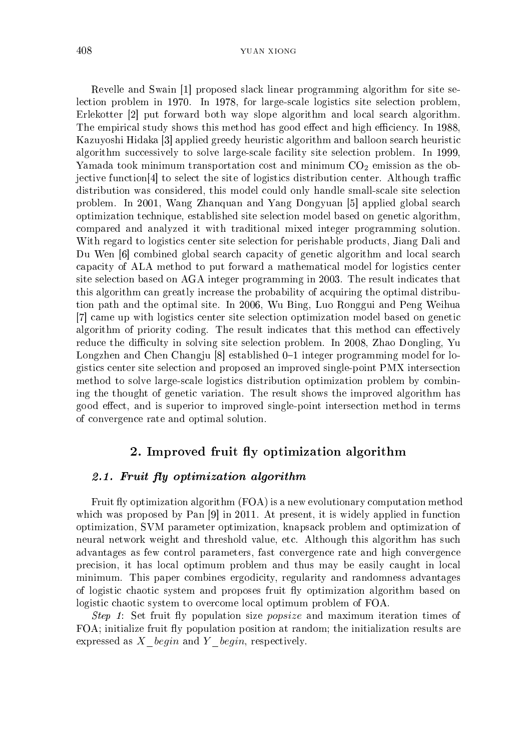Revelle and Swain [1] proposed slack linear programming algorithm for site selection problem in 1970. In 1978, for large-scale logistics site selection problem, Erlekotter [2] put forward both way slope algorithm and local search algorithm. The empirical study shows this method has good effect and high efficiency. In 1988, Kazuyoshi Hidaka [3] applied greedy heuristic algorithm and balloon search heuristic algorithm successively to solve large-scale facility site selection problem. In 1999, Yamada took minimum transportation cost and minimum $CO_2$ emission as the objective function[4] to select the site of logistics distribution center. Although traffic distribution was considered, this model could only handle small-scale site selection problem. In 2001, Wang Zhanquan and Yang Dongyuan [5] applied global search optimization technique, established site selection model based on genetic algorithm, compared and analyzed it with traditional mixed integer programming solution. With regard to logistics center site selection for perishable products, Jiang Dali and Du Wen [6] combined global search capacity of genetic algorithm and local search capacity of ALA method to put forward a mathematical model for logistics center site selection based on AGA integer programming in 2003. The result indicates that this algorithm can greatly increase the probability of acquiring the optimal distribution path and the optimal site. In 2006, Wu Bing, Luo Ronggui and Peng Weihua [7] came up with logistics center site selection optimization model based on genetic algorithm of priority coding. The result indicates that this method can effectively reduce the difficulty in solving site selection problem. In 2008, Zhao Dongling, Yu Longzhen and Chen Changju [8] established 0–1 integer programming model for logistics center site selection and proposed an improved single-point PMX intersection method to solve large-scale logistics distribution optimization problem by combining the thought of genetic variation. The result shows the improved algorithm has good effect, and is superior to improved single-point intersection method in terms of convergence rate and optimal solution.

## 2. Improved fruit fly optimization algorithm

### 2.1. Fruit fly optimization algorithm

Fruit fly optimization algorithm (FOA) is a new evolutionary computation method which was proposed by Pan [9] in 2011. At present, it is widely applied in function optimization, SVM parameter optimization, knapsack problem and optimization of neural network weight and threshold value, etc. Although this algorithm has such advantages as few control parameters, fast convergence rate and high convergence precision, it has local optimum problem and thus may be easily caught in local minimum. This paper combines ergodicity, regularity and randomness advantages of logistic chaotic system and proposes fruit fly optimization algorithm based on logistic chaotic system to overcome local optimum problem of FOA.

*Step 1*: Set fruit fly population size *popsize* and maximum iteration times of FOA; initialize fruit fly population position at random; the initialization results are expressed as $X\_begin$ and $Y\_begin$, respectively.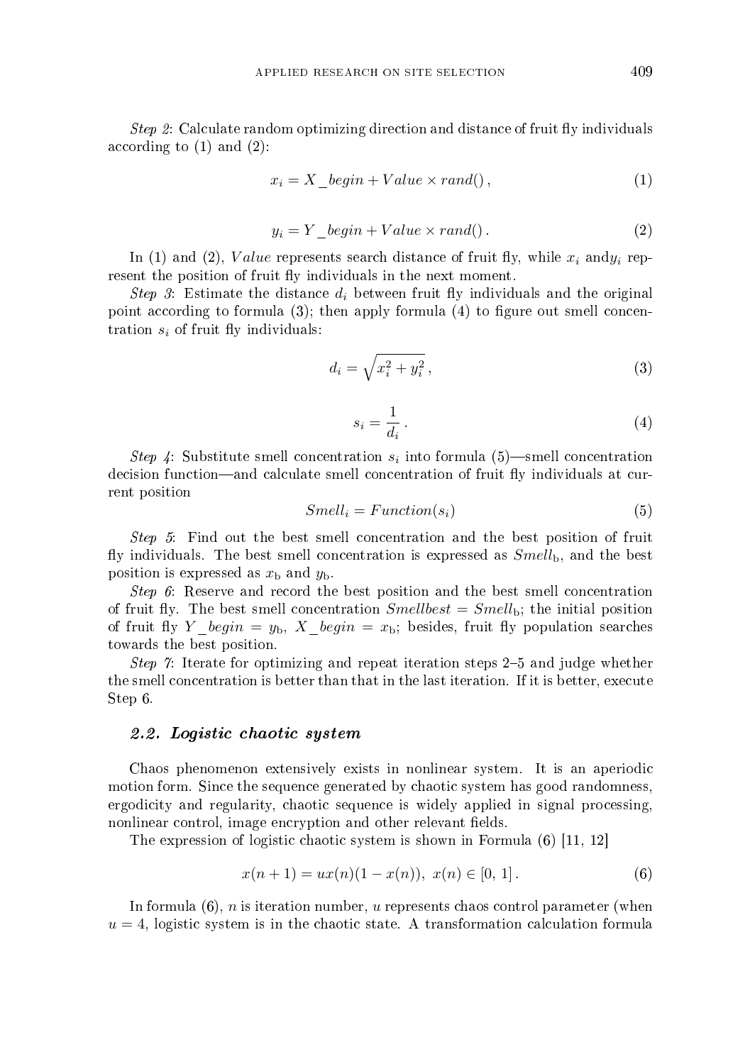*Step 2*: Calculate random optimizing direction and distance of fruit fly individuals according to (1) and (2):

$$x_i = X\_begin + Value \times rand()\,, \tag{1}$$

$$y_i = Y\_begin + Value \times rand()\,. \tag{2}$$

In (1) and (2), $Value$ represents search distance of fruit fly, while $x_i$ and$y_i$ represent the position of fruit fly individuals in the next moment.

*Step 3*: Estimate the distance $d_i$ between fruit fly individuals and the original point according to formula (3); then apply formula (4) to figure out smell concentration $s_i$ of fruit fly individuals:

$$d_i = \sqrt{x_i^2 + y_i^2}\,, \tag{3}$$

$$s_i = \frac{1}{d_i}\,. \tag{4}$$

*Step 4*: Substitute smell concentration $s_i$ into formula (5)—smell concentration decision function—and calculate smell concentration of fruit fly individuals at current position

$$Smell_i = Function(s_i) \tag{5}$$

*Step 5*: Find out the best smell concentration and the best position of fruit fly individuals. The best smell concentration is expressed as $Smell_{\mathrm{b}}$, and the best position is expressed as $x_{\mathrm{b}}$ and $y_{\mathrm{b}}$.

*Step 6*: Reserve and record the best position and the best smell concentration of fruit fly. The best smell concentration $Smellbest = Smell_{\mathrm{b}}$; the initial position of fruit fly $Y\_begin = y_{\mathrm{b}}$, $X\_begin = x_{\mathrm{b}}$; besides, fruit fly population searches towards the best position.

*Step 7*: Iterate for optimizing and repeat iteration steps 2–5 and judge whether the smell concentration is better than that in the last iteration. If it is better, execute Step 6.

### 2.2. Logistic chaotic system

Chaos phenomenon extensively exists in nonlinear system. It is an aperiodic motion form. Since the sequence generated by chaotic system has good randomness, ergodicity and regularity, chaotic sequence is widely applied in signal processing, nonlinear control, image encryption and other relevant fields.

The expression of logistic chaotic system is shown in Formula (6) [11, 12]

$$x(n+1) = ux(n)(1 - x(n)),\ x(n) \in [0,\,1]\,. \tag{6}$$

In formula (6), $n$ is iteration number, $u$ represents chaos control parameter (when $u = 4$, logistic system is in the chaotic state. A transformation calculation formula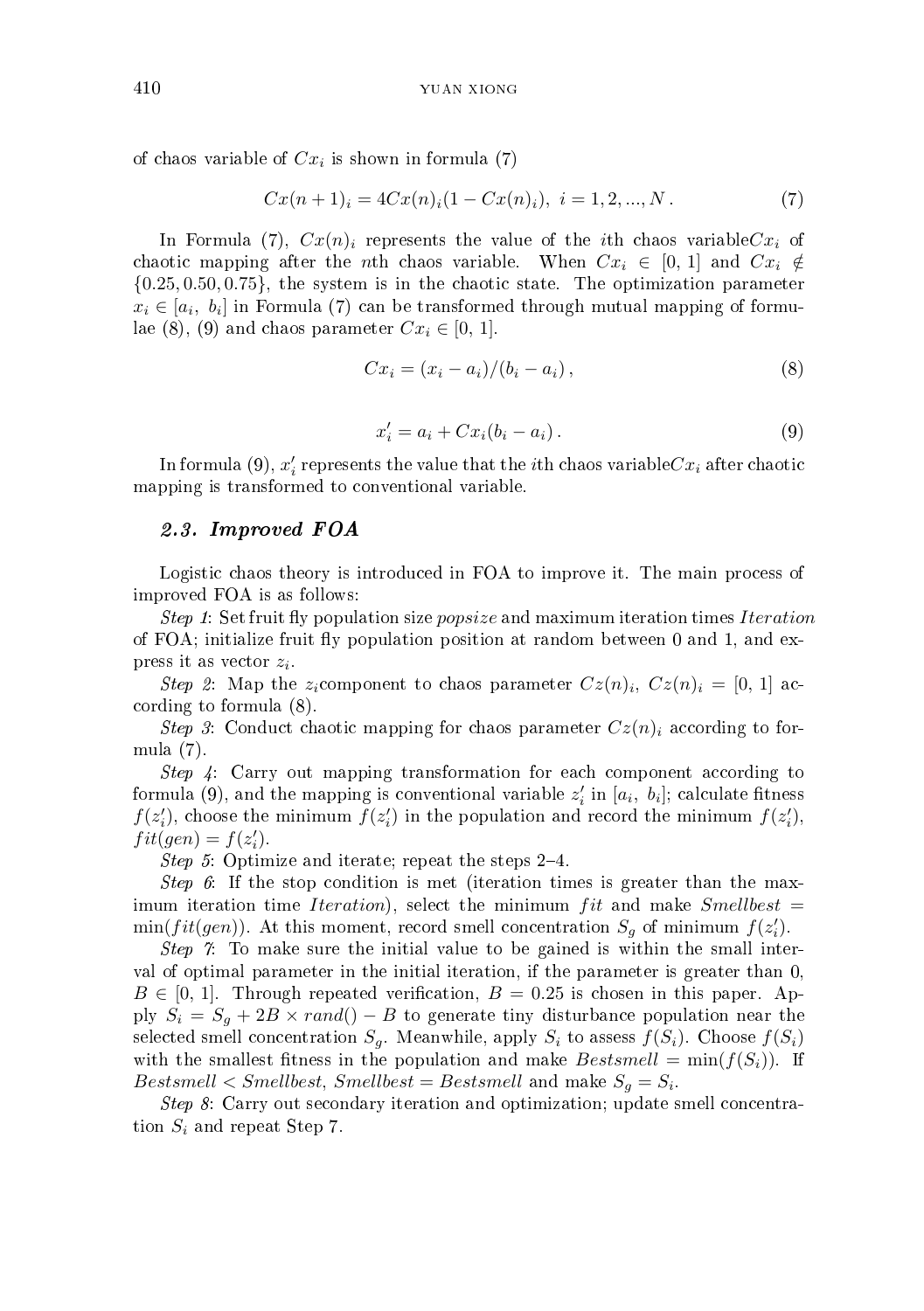of chaos variable of $Cx_i$ is shown in formula (7)

$$Cx(n+1)_i = 4Cx(n)_i(1 - Cx(n)_i),\ i = 1, 2, ..., N\,. \tag{7}$$

In Formula (7), $Cx(n)_i$ represents the value of the $i$th chaos variable$Cx_i$ of chaotic mapping after the $n$th chaos variable. When $Cx_i \in [0, 1]$ and $Cx_i \notin \{0.25, 0.50, 0.75\}$, the system is in the chaotic state. The optimization parameter $x_i \in [a_i,\ b_i]$ in Formula (7) can be transformed through mutual mapping of formulae (8), (9) and chaos parameter $Cx_i \in [0, 1]$.

$$Cx_i = (x_i - a_i)/(b_i - a_i)\,, \tag{8}$$

$$x_i' = a_i + Cx_i(b_i - a_i)\,. \tag{9}$$

In formula (9), $x_i'$ represents the value that the $i$th chaos variable$Cx_i$ after chaotic mapping is transformed to conventional variable.

### *2.3. Improved FOA*

Logistic chaos theory is introduced in FOA to improve it. The main process of improved FOA is as follows:

*Step 1*: Set fruit fly population size *popsize* and maximum iteration times *Iteration* of FOA; initialize fruit fly population position at random between 0 and 1, and express it as vector $z_i$.

*Step 2*: Map the $z_i$component to chaos parameter $Cz(n)_i$, $Cz(n)_i = [0, 1]$ according to formula (8).

*Step 3*: Conduct chaotic mapping for chaos parameter $Cz(n)_i$ according to formula (7).

*Step 4*: Carry out mapping transformation for each component according to formula (9), and the mapping is conventional variable $z_i'$ in $[a_i,\ b_i]$; calculate fitness $f(z_i')$, choose the minimum $f(z_i')$ in the population and record the minimum $f(z_i')$, $fit(gen) = f(z_i')$.

*Step 5*: Optimize and iterate; repeat the steps 2–4.

*Step 6*: If the stop condition is met (iteration times is greater than the maximum iteration time *Iteration*), select the minimum $fit$ and make $Smellbest = \min(fit(gen))$. At this moment, record smell concentration $S_g$ of minimum $f(z_i')$.

*Step 7*: To make sure the initial value to be gained is within the small interval of optimal parameter in the initial iteration, if the parameter is greater than 0, $B \in [0, 1]$. Through repeated verification, $B = 0.25$ is chosen in this paper. Apply $S_i = S_g + 2B \times rand() - B$ to generate tiny disturbance population near the selected smell concentration $S_g$. Meanwhile, apply $S_i$ to assess $f(S_i)$. Choose $f(S_i)$ with the smallest fitness in the population and make $Bestsmell = \min(f(S_i))$. If $Bestsmell < Smellbest$, $Smellbest = Bestsmell$ and make $S_g = S_i$.

*Step 8*: Carry out secondary iteration and optimization; update smell concentration $S_i$ and repeat Step 7.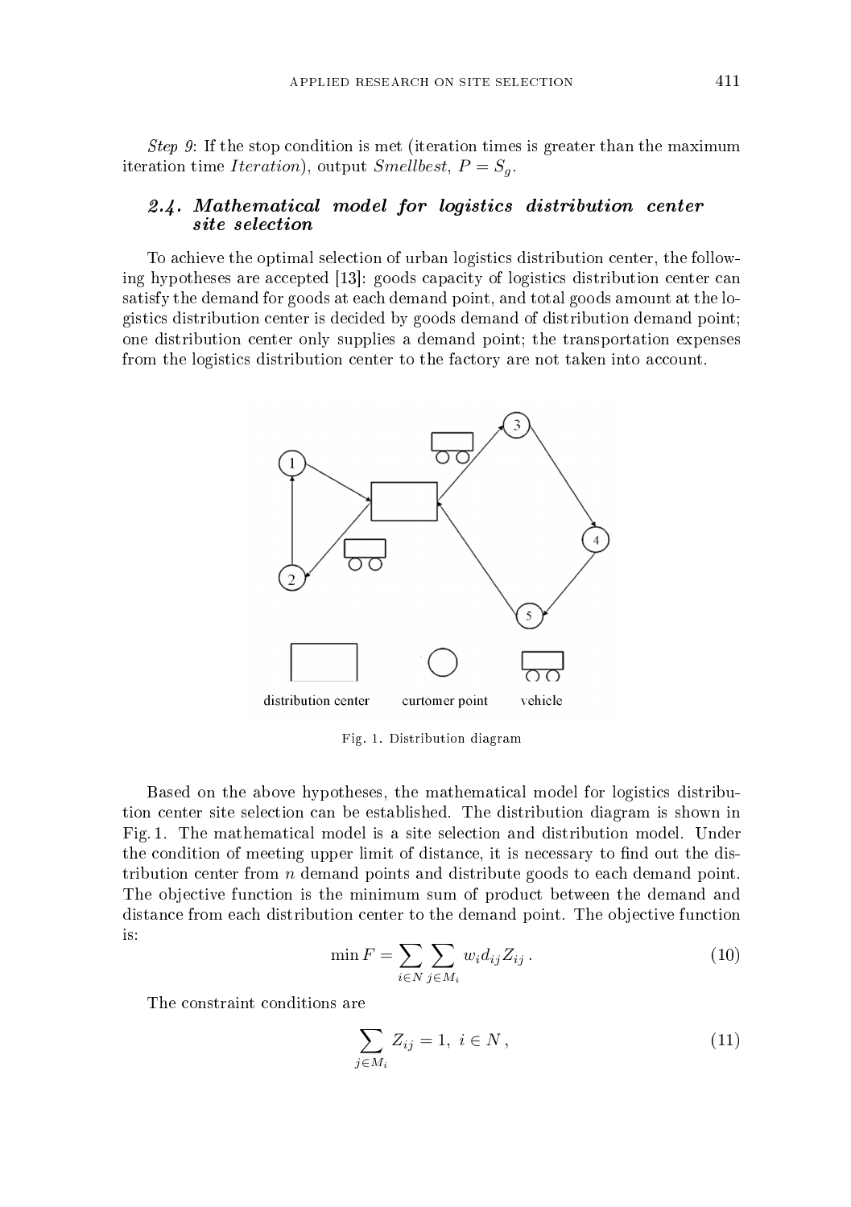*Step 9*: If the stop condition is met (iteration times is greater than the maximum iteration time *Iteration*), output *Smellbest*, $P = S_g$.

### 2.4. Mathematical model for logistics distribution center site selection

To achieve the optimal selection of urban logistics distribution center, the following hypotheses are accepted [13]: goods capacity of logistics distribution center can satisfy the demand for goods at each demand point, and total goods amount at the logistics distribution center is decided by goods demand of distribution demand point; one distribution center only supplies a demand point; the transportation expenses from the logistics distribution center to the factory are not taken into account.

Fig. 1. Distribution diagram

Based on the above hypotheses, the mathematical model for logistics distribution center site selection can be established. The distribution diagram is shown in Fig. 1. The mathematical model is a site selection and distribution model. Under the condition of meeting upper limit of distance, it is necessary to find out the distribution center from $n$ demand points and distribute goods to each demand point. The objective function is the minimum sum of product between the demand and distance from each distribution center to the demand point. The objective function is:

$$\min F = \sum_{i \in N} \sum_{j \in M_i} w_i d_{ij} Z_{ij} \,. \tag{10}$$

The constraint conditions are

$$\sum_{j \in M_i} Z_{ij} = 1, \; i \in N \,, \tag{11}$$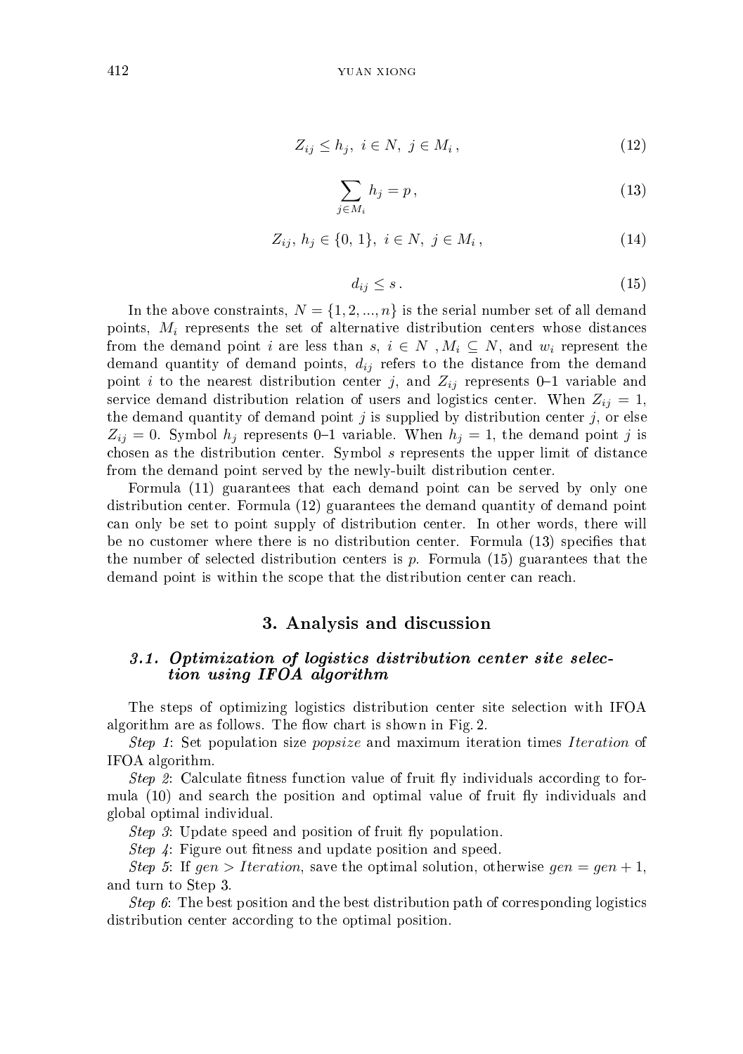$$Z_{ij} \leq h_j,\ i \in N,\ j \in M_i\,, \tag{12}$$

$$\sum_{j \in M_i} h_j = p\,, \tag{13}$$

$$Z_{ij},\, h_j \in \{0,\, 1\},\ i \in N,\ j \in M_i\,, \tag{14}$$

$$d_{ij} \leq s\,. \tag{15}$$

In the above constraints, $N = \{1, 2, ..., n\}$ is the serial number set of all demand points, $M_i$ represents the set of alternative distribution centers whose distances from the demand point $i$ are less than $s$, $i \in N$ , $M_i \subseteq N$, and $w_i$ represent the demand quantity of demand points, $d_{ij}$ refers to the distance from the demand point $i$ to the nearest distribution center $j$, and $Z_{ij}$ represents 0–1 variable and service demand distribution relation of users and logistics center. When $Z_{ij} = 1$, the demand quantity of demand point $j$ is supplied by distribution center $j$, or else $Z_{ij} = 0$. Symbol $h_j$ represents 0–1 variable. When $h_j = 1$, the demand point $j$ is chosen as the distribution center. Symbol $s$ represents the upper limit of distance from the demand point served by the newly-built distribution center.

Formula (11) guarantees that each demand point can be served by only one distribution center. Formula (12) guarantees the demand quantity of demand point can only be set to point supply of distribution center. In other words, there will be no customer where there is no distribution center. Formula (13) specifies that the number of selected distribution centers is $p$. Formula (15) guarantees that the demand point is within the scope that the distribution center can reach.

## 3. Analysis and discussion

### 3.1. Optimization of logistics distribution center site selection using IFOA algorithm

The steps of optimizing logistics distribution center site selection with IFOA algorithm are as follows. The flow chart is shown in Fig. 2.

*Step 1*: Set population size *popsize* and maximum iteration times *Iteration* of IFOA algorithm.

*Step 2*: Calculate fitness function value of fruit fly individuals according to formula (10) and search the position and optimal value of fruit fly individuals and global optimal individual.

*Step 3*: Update speed and position of fruit fly population.

*Step 4*: Figure out fitness and update position and speed.

*Step 5*: If $gen > Iteration$, save the optimal solution, otherwise $gen = gen + 1$, and turn to Step 3.

*Step 6*: The best position and the best distribution path of corresponding logistics distribution center according to the optimal position.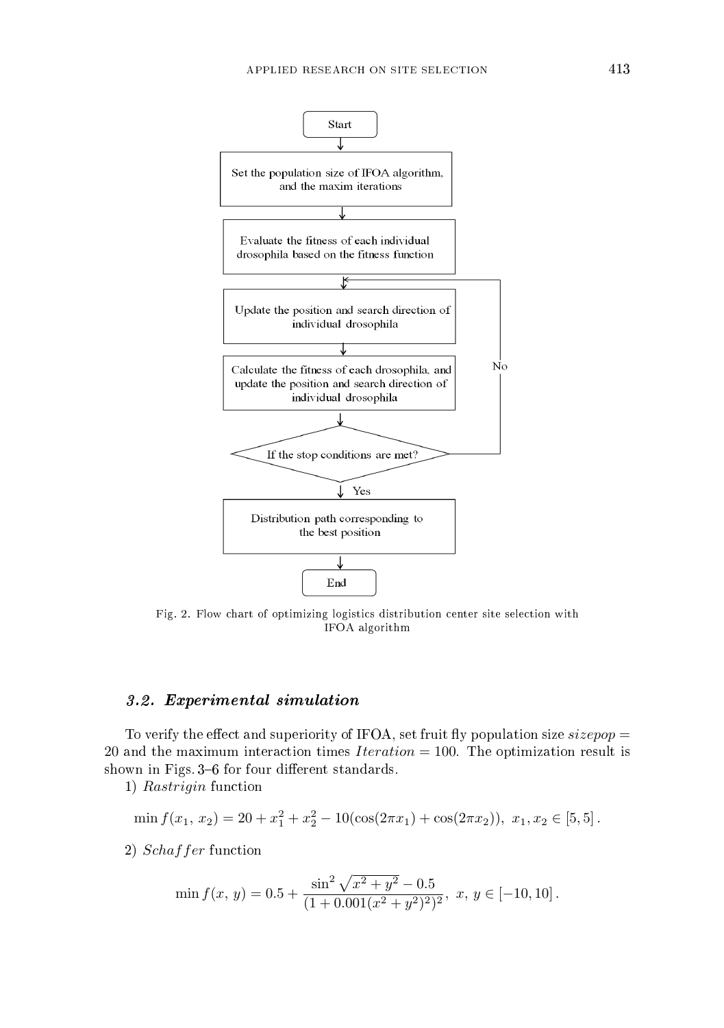Fig. 2. Flow chart of optimizing logistics distribution center site selection with IFOA algorithm

### *3.2. Experimental simulation*

To verify the effect and superiority of IFOA, set fruit fly population size $sizepop = 20$ and the maximum interaction times $Iteration = 100$. The optimization result is shown in Figs. 3–6 for four different standards.

1) *Rastrigin* function

$$\min f(x_1, x_2) = 20 + x_1^2 + x_2^2 - 10(\cos(2\pi x_1) + \cos(2\pi x_2)), \ x_1, x_2 \in [5, 5] .$$

2) *Schaffer* function

$$\min f(x, y) = 0.5 + \frac{\sin^2 \sqrt{x^2 + y^2} - 0.5}{(1 + 0.001(x^2 + y^2)^2)^2}, \ x, y \in [-10, 10] .$$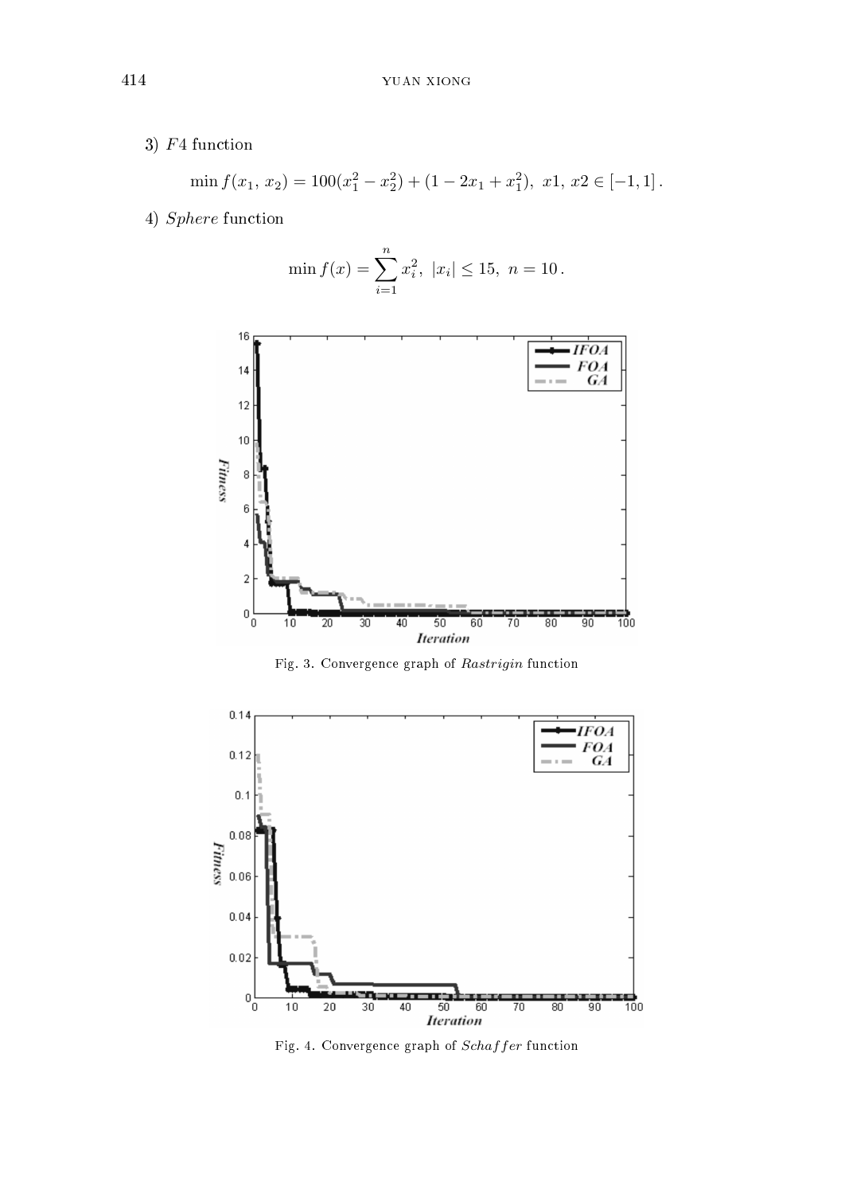3) $F4$ function

$$\min f(x_1, x_2) = 100(x_1^2 - x_2^2) + (1 - 2x_1 + x_1^2),\ x1,\ x2 \in [-1, 1]\,.$$

4) $Sphere$ function

$$\min f(x) = \sum_{i=1}^{n} x_i^2,\ |x_i| \leq 15,\ n = 10\,.$$

Fig. 3. Convergence graph of $Rastrigin$ function

Fig. 4. Convergence graph of $Schaffer$ function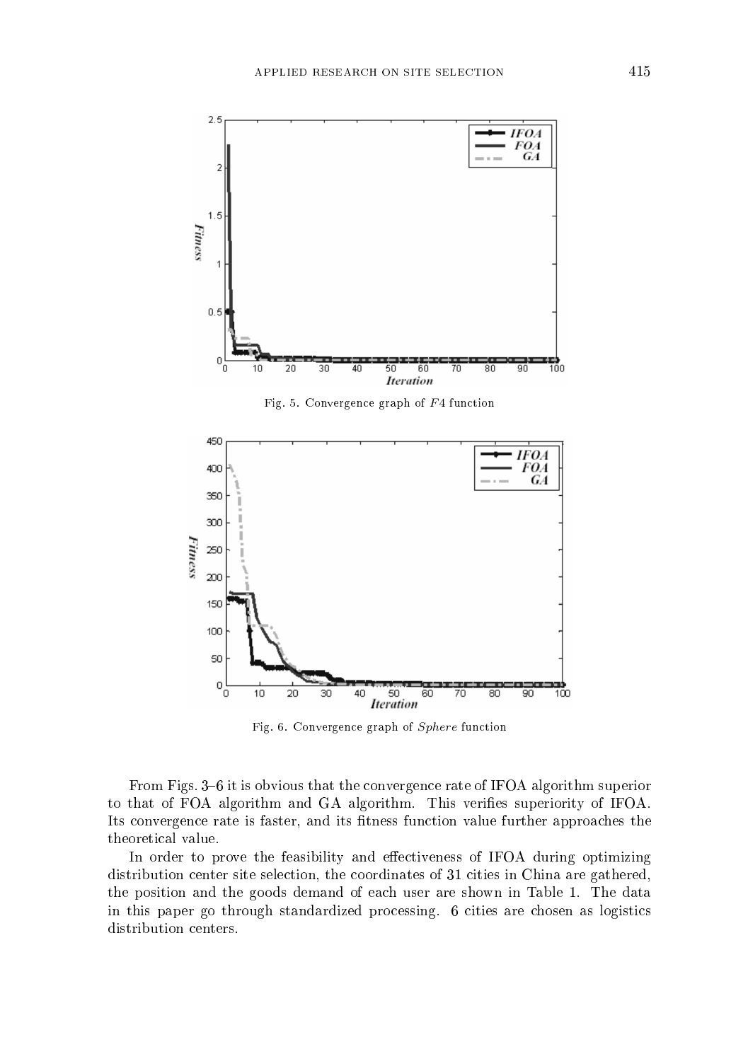Fig. 5. Convergence graph of $F4$ function

Fig. 6. Convergence graph of *Sphere* function

From Figs. 3–6 it is obvious that the convergence rate of IFOA algorithm superior to that of FOA algorithm and GA algorithm. This verifies superiority of IFOA. Its convergence rate is faster, and its fitness function value further approaches the theoretical value.

In order to prove the feasibility and effectiveness of IFOA during optimizing distribution center site selection, the coordinates of 31 cities in China are gathered, the position and the goods demand of each user are shown in Table 1. The data in this paper go through standardized processing. 6 cities are chosen as logistics distribution centers.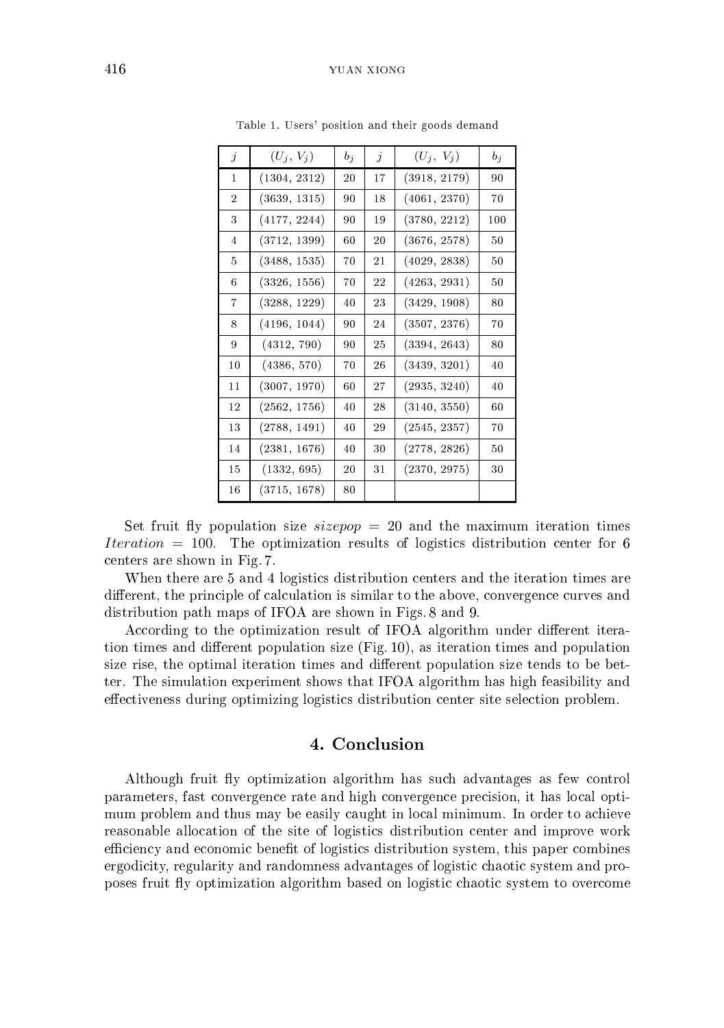Table 1. Users' position and their goods demand

| $j$ | $(U_j, V_j)$ | $b_j$ | $j$ | $(U_j, V_j)$ | $b_j$ |
|---|---|---|---|---|---|
| 1 | (1304, 2312) | 20 | 17 | (3918, 2179) | 90 |
| 2 | (3639, 1315) | 90 | 18 | (4061, 2370) | 70 |
| 3 | (4177, 2244) | 90 | 19 | (3780, 2212) | 100 |
| 4 | (3712, 1399) | 60 | 20 | (3676, 2578) | 50 |
| 5 | (3488, 1535) | 70 | 21 | (4029, 2838) | 50 |
| 6 | (3326, 1556) | 70 | 22 | (4263, 2931) | 50 |
| 7 | (3288, 1229) | 40 | 23 | (3429, 1908) | 80 |
| 8 | (4196, 1044) | 90 | 24 | (3507, 2376) | 70 |
| 9 | (4312, 790) | 90 | 25 | (3394, 2643) | 80 |
| 10 | (4386, 570) | 70 | 26 | (3439, 3201) | 40 |
| 11 | (3007, 1970) | 60 | 27 | (2935, 3240) | 40 |
| 12 | (2562, 1756) | 40 | 28 | (3140, 3550) | 60 |
| 13 | (2788, 1491) | 40 | 29 | (2545, 2357) | 70 |
| 14 | (2381, 1676) | 40 | 30 | (2778, 2826) | 50 |
| 15 | (1332, 695) | 20 | 31 | (2370, 2975) | 30 |
| 16 | (3715, 1678) | 80 | | | |

Set fruit fly population size $sizepop = 20$ and the maximum iteration times $Iteration = 100$. The optimization results of logistics distribution center for 6 centers are shown in Fig. 7.

When there are 5 and 4 logistics distribution centers and the iteration times are different, the principle of calculation is similar to the above, convergence curves and distribution path maps of IFOA are shown in Figs. 8 and 9.

According to the optimization result of IFOA algorithm under different iteration times and different population size (Fig. 10), as iteration times and population size rise, the optimal iteration times and different population size tends to be better. The simulation experiment shows that IFOA algorithm has high feasibility and effectiveness during optimizing logistics distribution center site selection problem.

## 4. Conclusion

Although fruit fly optimization algorithm has such advantages as few control parameters, fast convergence rate and high convergence precision, it has local optimum problem and thus may be easily caught in local minimum. In order to achieve reasonable allocation of the site of logistics distribution center and improve work efficiency and economic benefit of logistics distribution system, this paper combines ergodicity, regularity and randomness advantages of logistic chaotic system and proposes fruit fly optimization algorithm based on logistic chaotic system to overcome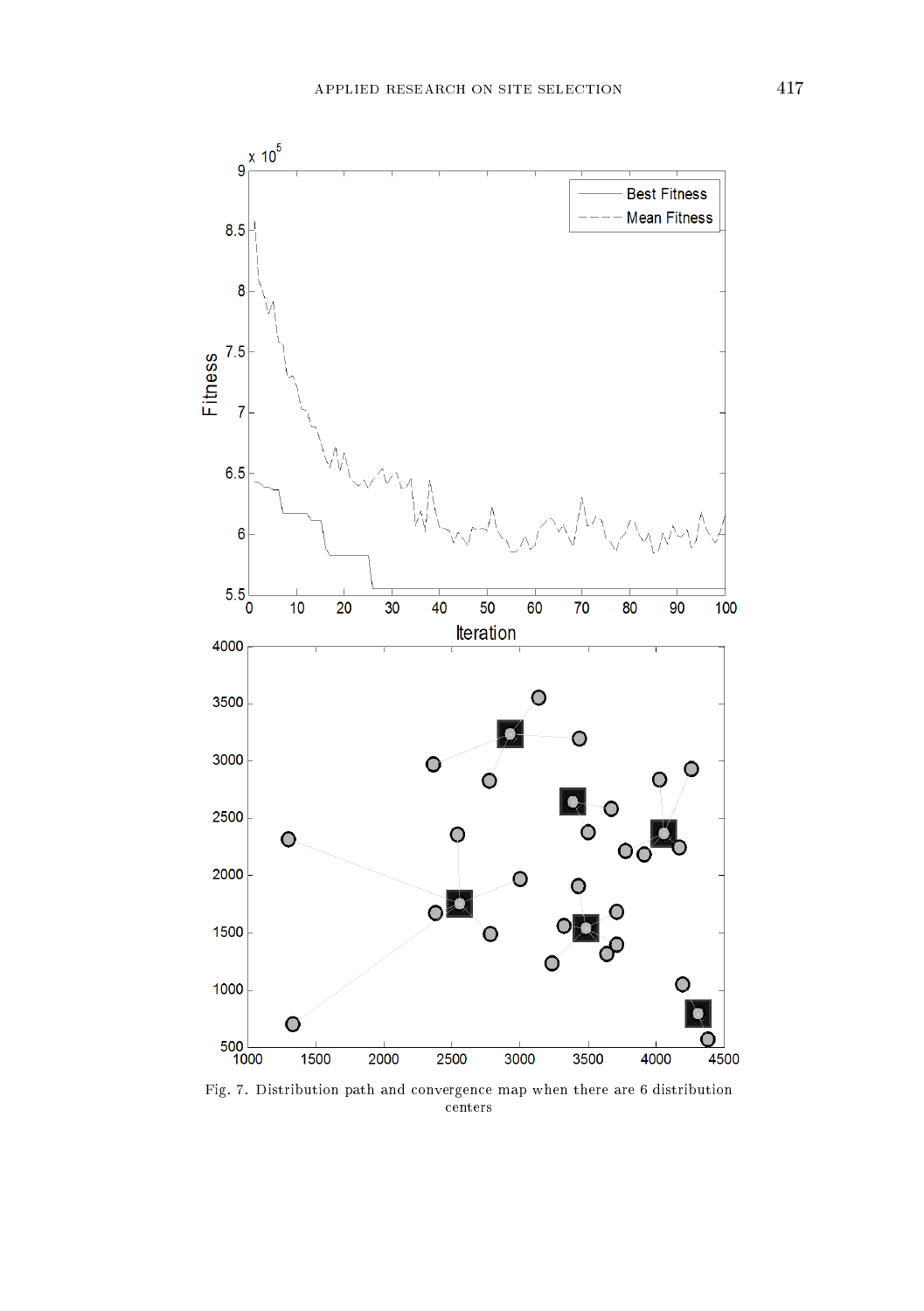Fig. 7. Distribution path and convergence map when there are 6 distribution centers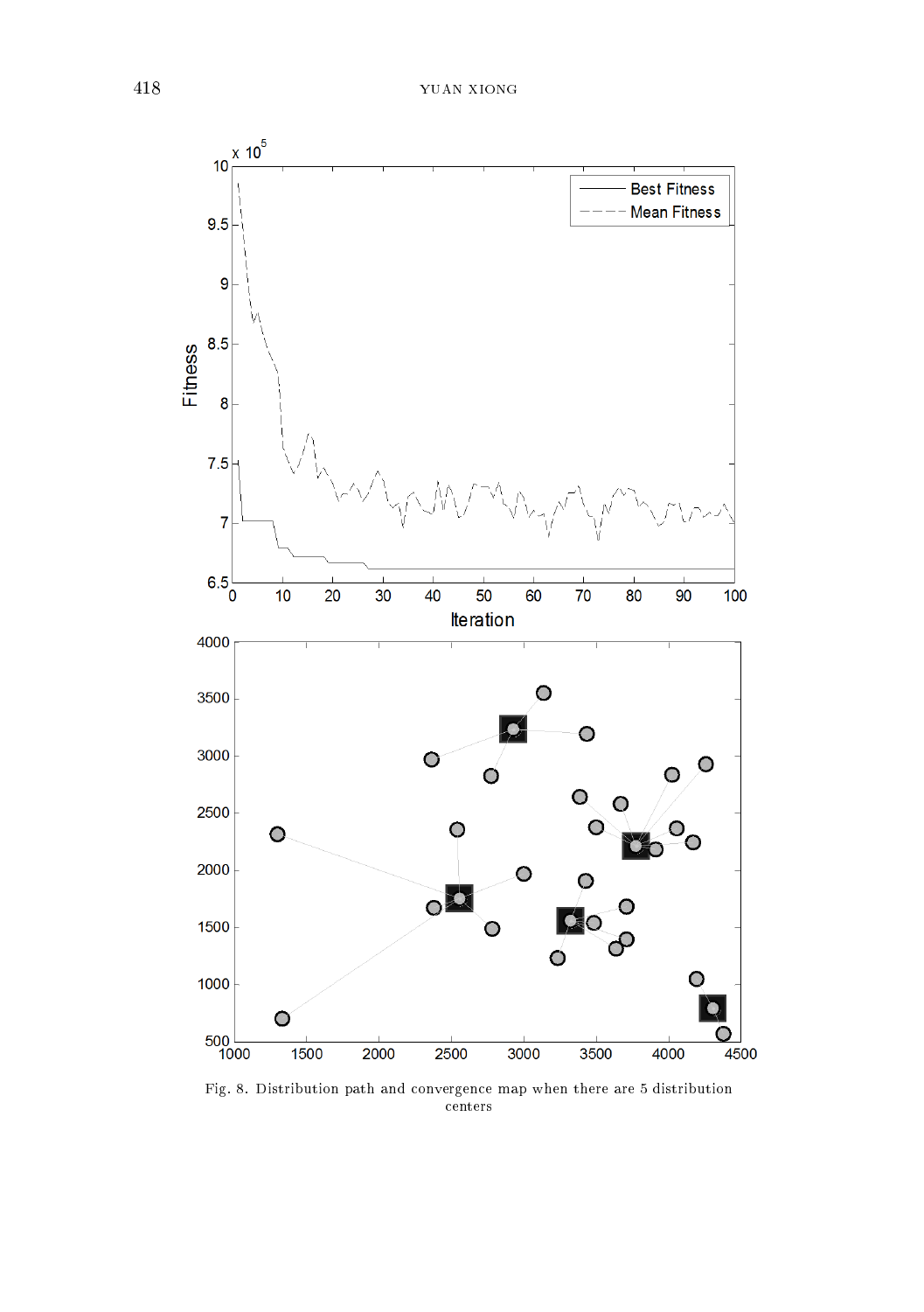Fig. 8. Distribution path and convergence map when there are 5 distribution centers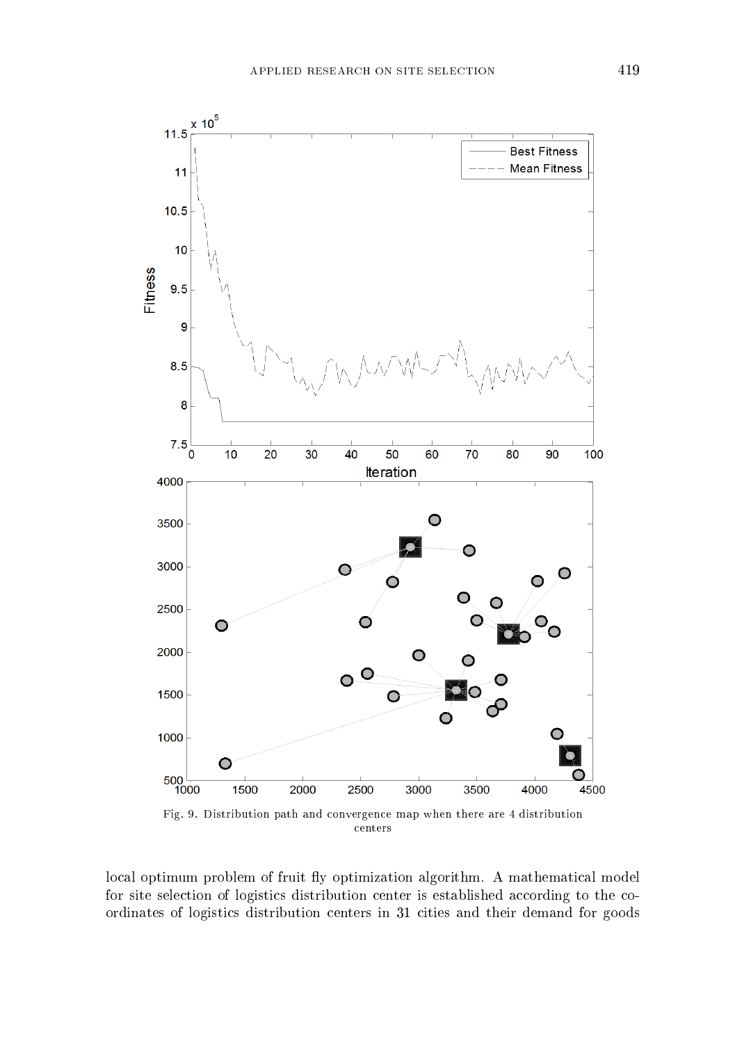Fig. 9. Distribution path and convergence map when there are 4 distribution centers

local optimum problem of fruit fly optimization algorithm. A mathematical model for site selection of logistics distribution center is established according to the coordinates of logistics distribution centers in 31 cities and their demand for goods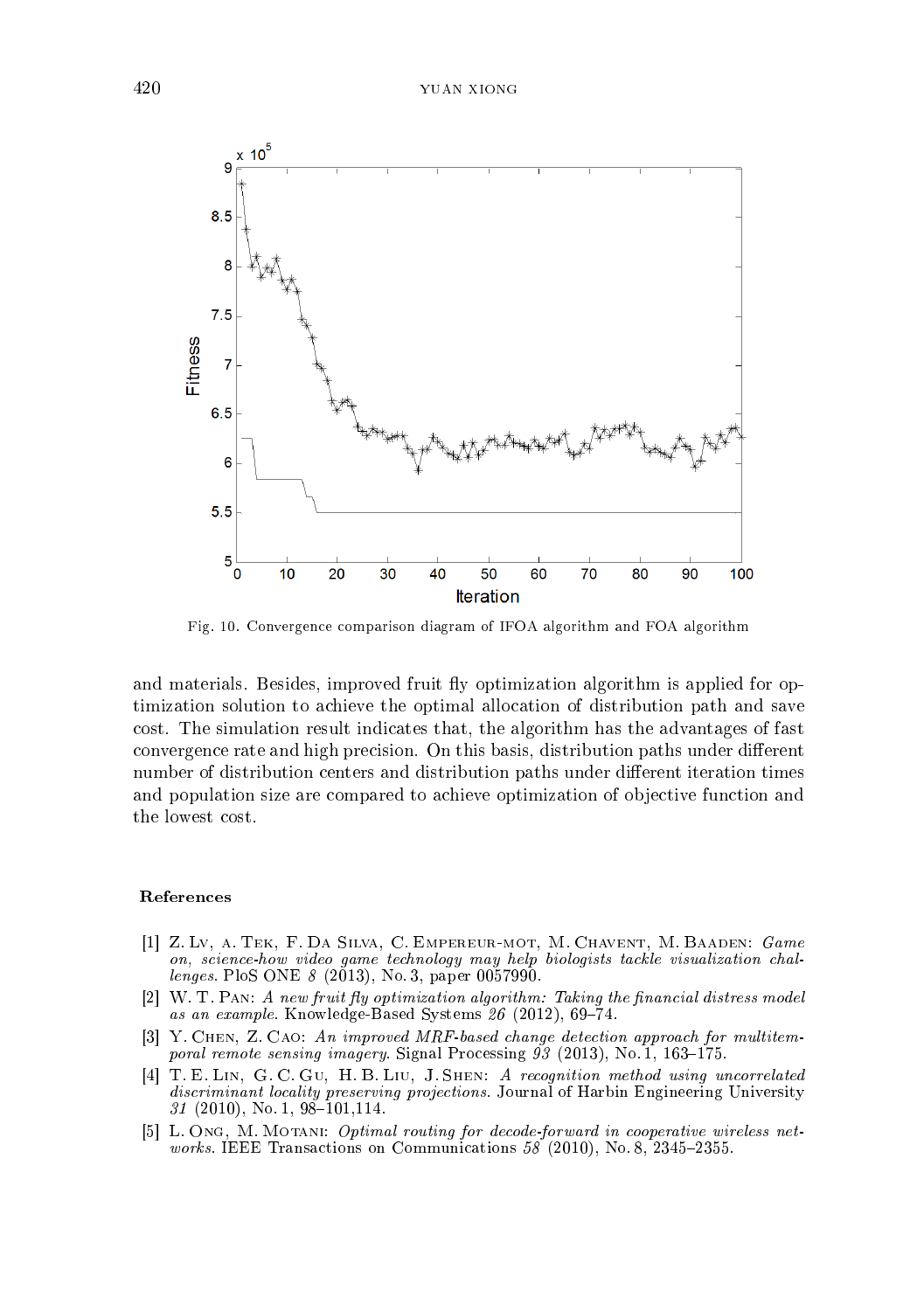Fig. 10. Convergence comparison diagram of IFOA algorithm and FOA algorithm

and materials. Besides, improved fruit fly optimization algorithm is applied for optimization solution to achieve the optimal allocation of distribution path and save cost. The simulation result indicates that, the algorithm has the advantages of fast convergence rate and high precision. On this basis, distribution paths under different number of distribution centers and distribution paths under different iteration times and population size are compared to achieve optimization of objective function and the lowest cost.

## References

[1] Z. Lv, A. Tek, F. Da Silva, C. Empereur-mot, M. Chavent, M. Baaden: *Game on, science-how video game technology may help biologists tackle visualization challenges.* PloS ONE *8* (2013), No. 3, paper 0057990.

[2] W. T. Pan: *A new fruit fly optimization algorithm: Taking the financial distress model as an example.* Knowledge-Based Systems *26* (2012), 69–74.

[3] Y. Chen, Z. Cao: *An improved MRF-based change detection approach for multitemporal remote sensing imagery.* Signal Processing *93* (2013), No. 1, 163–175.

[4] T. E. Lin, G. C. Gu, H. B. Liu, J. Shen: *A recognition method using uncorrelated discriminant locality preserving projections.* Journal of Harbin Engineering University *31* (2010), No. 1, 98–101,114.

[5] L. Ong, M. Motani: *Optimal routing for decode-forward in cooperative wireless networks.* IEEE Transactions on Communications *58* (2010), No. 8, 2345–2355.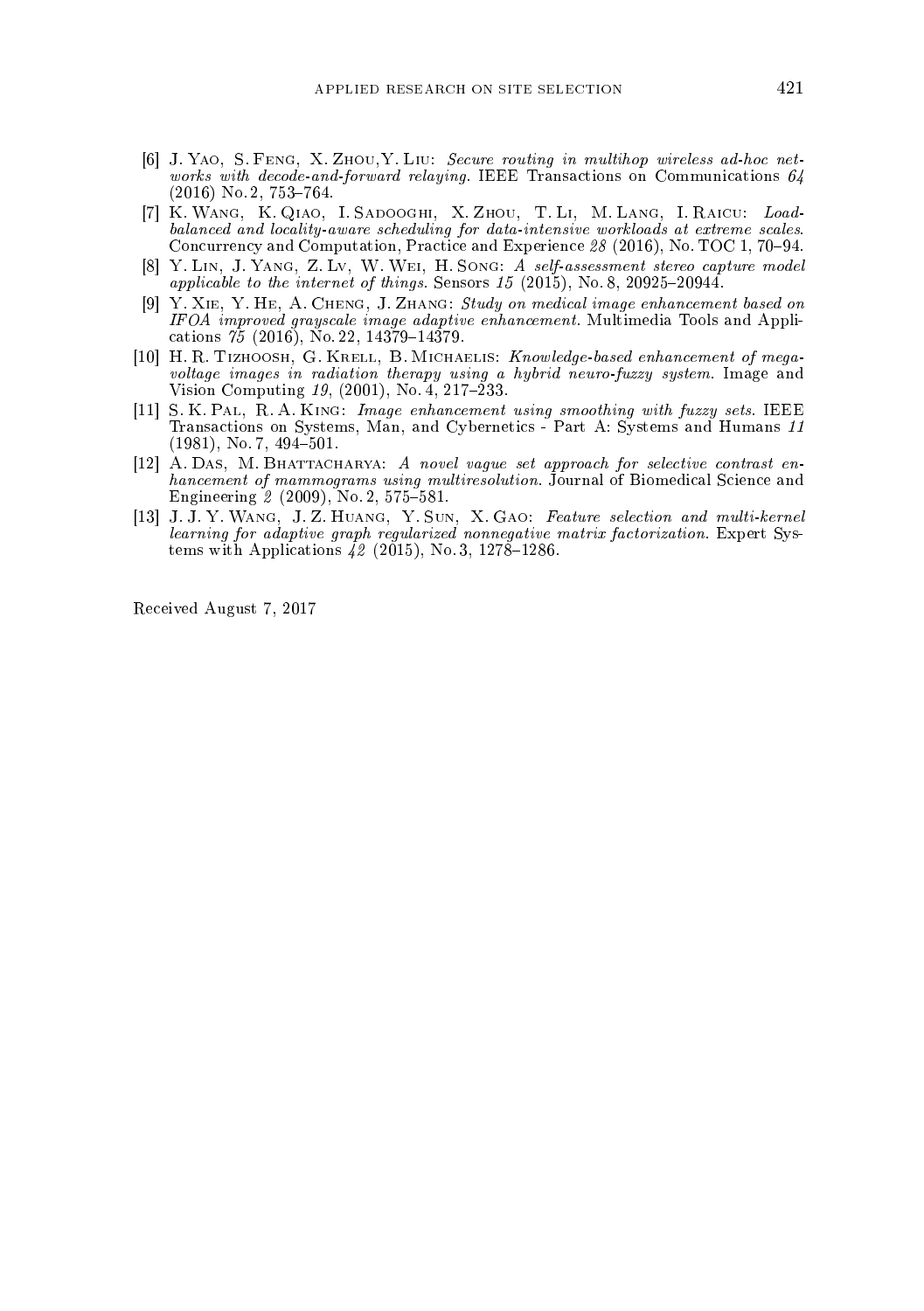- [6] J. Yao, S. Feng, X. Zhou,Y. Liu: *Secure routing in multihop wireless ad-hoc networks with decode-and-forward relaying*. IEEE Transactions on Communications *64* (2016) No. 2, 753–764.
- [7] K. Wang, K. Qiao, I. Sadooghi, X. Zhou, T. Li, M. Lang, I. Raicu: *Load-balanced and locality-aware scheduling for data-intensive workloads at extreme scales*. Concurrency and Computation, Practice and Experience *28* (2016), No. TOC 1, 70–94.
- [8] Y. Lin, J. Yang, Z. Lv, W. Wei, H. Song: *A self-assessment stereo capture model applicable to the internet of things*. Sensors *15* (2015), No. 8, 20925–20944.
- [9] Y. Xie, Y. He, A. Cheng, J. Zhang: *Study on medical image enhancement based on IFOA improved grayscale image adaptive enhancement*. Multimedia Tools and Applications *75* (2016), No. 22, 14379–14379.
- [10] H. R. Tizhoosh, G. Krell, B. Michaelis: *Knowledge-based enhancement of megavoltage images in radiation therapy using a hybrid neuro-fuzzy system*. Image and Vision Computing *19*, (2001), No. 4, 217–233.
- [11] S. K. Pal, R. A. King: *Image enhancement using smoothing with fuzzy sets*. IEEE Transactions on Systems, Man, and Cybernetics - Part A: Systems and Humans *11* (1981), No. 7, 494–501.
- [12] A. Das, M. Bhattacharya: *A novel vague set approach for selective contrast enhancement of mammograms using multiresolution*. Journal of Biomedical Science and Engineering *2* (2009), No. 2, 575–581.
- [13] J. J. Y. Wang, J. Z. Huang, Y. Sun, X. Gao: *Feature selection and multi-kernel learning for adaptive graph regularized nonnegative matrix factorization*. Expert Systems with Applications *42* (2015), No. 3, 1278–1286.

Received August 7, 2017